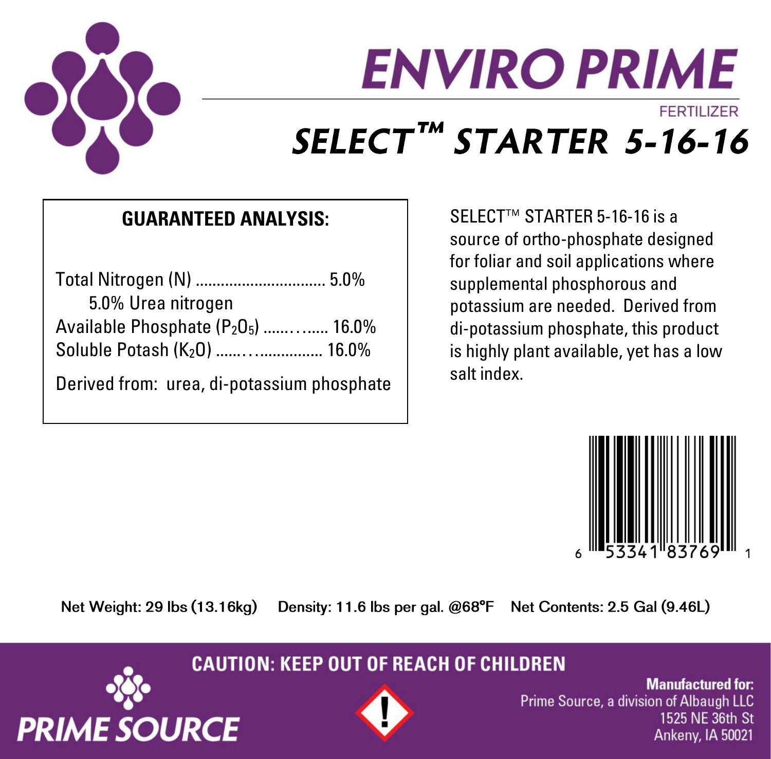# ENVIRO PRIME

FERTILIZER

## SELECT™ STARTER 5-16-16

**GUARANTEED ANALYSIS:**

Total Nitrogen (N) ................................ 5.0%
    5.0% Urea nitrogen
Available Phosphate ($P_2O_5$) ......... 16.0%
Soluble Potash ($K_2O$) ....................... 16.0%

Derived from: urea, di-potassium phosphate

SELECT™ STARTER 5-16-16 is a source of ortho-phosphate designed for foliar and soil applications where supplemental phosphorous and potassium are needed. Derived from di-potassium phosphate, this product is highly plant available, yet has a low salt index.

6 53341 83769 1

Net Weight: 29 lbs (13.16kg)    Density: 11.6 lbs per gal. @68°F    Net Contents: 2.5 Gal (9.46L)

**CAUTION: KEEP OUT OF REACH OF CHILDREN**

PRIME SOURCE

**Manufactured for:**
Prime Source, a division of Albaugh LLC
1525 NE 36th St
Ankeny, IA 50021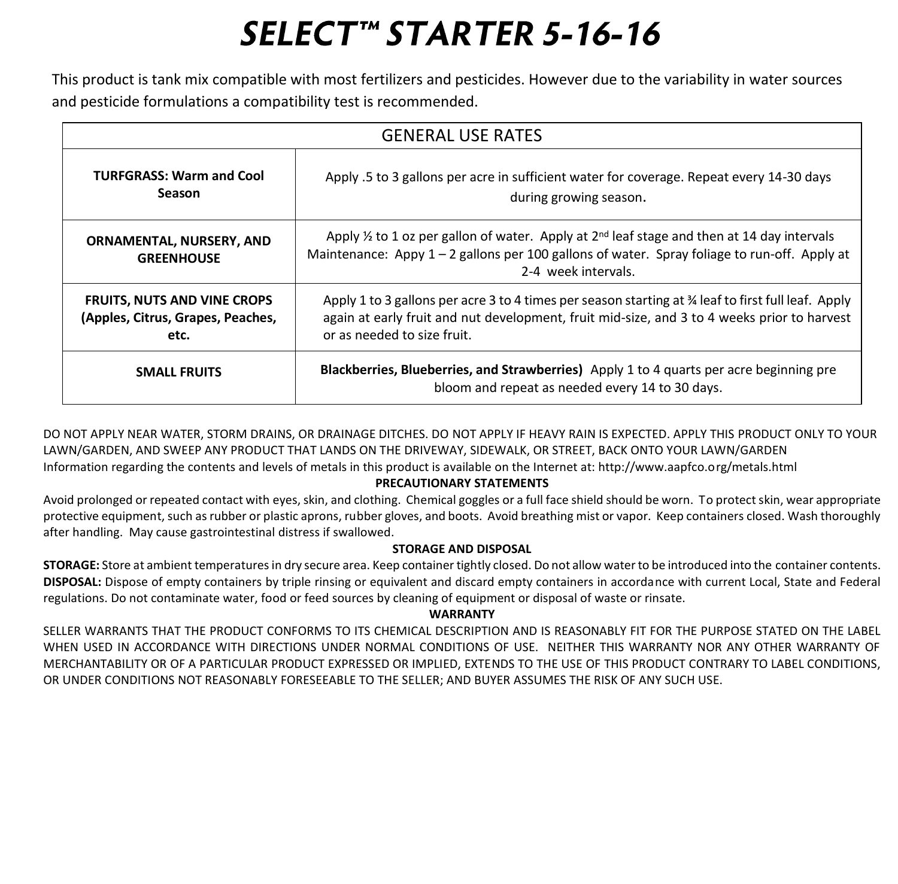# SELECT™ STARTER 5-16-16

This product is tank mix compatible with most fertilizers and pesticides. However due to the variability in water sources and pesticide formulations a compatibility test is recommended.

| GENERAL USE RATES | |
|---|---|
| **TURFGRASS: Warm and Cool Season** | Apply .5 to 3 gallons per acre in sufficient water for coverage. Repeat every 14-30 days during growing season. |
| **ORNAMENTAL, NURSERY, AND GREENHOUSE** | Apply ½ to 1 oz per gallon of water. Apply at 2nd leaf stage and then at 14 day intervals Maintenance: Appy 1 – 2 gallons per 100 gallons of water. Spray foliage to run-off. Apply at 2-4 week intervals. |
| **FRUITS, NUTS AND VINE CROPS (Apples, Citrus, Grapes, Peaches, etc.** | Apply 1 to 3 gallons per acre 3 to 4 times per season starting at ¾ leaf to first full leaf. Apply again at early fruit and nut development, fruit mid-size, and 3 to 4 weeks prior to harvest or as needed to size fruit. |
| **SMALL FRUITS** | **Blackberries, Blueberries, and Strawberries)** Apply 1 to 4 quarts per acre beginning pre bloom and repeat as needed every 14 to 30 days. |

DO NOT APPLY NEAR WATER, STORM DRAINS, OR DRAINAGE DITCHES. DO NOT APPLY IF HEAVY RAIN IS EXPECTED. APPLY THIS PRODUCT ONLY TO YOUR LAWN/GARDEN, AND SWEEP ANY PRODUCT THAT LANDS ON THE DRIVEWAY, SIDEWALK, OR STREET, BACK ONTO YOUR LAWN/GARDEN

Information regarding the contents and levels of metals in this product is available on the Internet at: http://www.aapfco.org/metals.html

**PRECAUTIONARY STATEMENTS**

Avoid prolonged or repeated contact with eyes, skin, and clothing. Chemical goggles or a full face shield should be worn. To protect skin, wear appropriate protective equipment, such as rubber or plastic aprons, rubber gloves, and boots. Avoid breathing mist or vapor. Keep containers closed. Wash thoroughly after handling. May cause gastrointestinal distress if swallowed.

**STORAGE AND DISPOSAL**

**STORAGE:** Store at ambient temperatures in dry secure area. Keep container tightly closed. Do not allow water to be introduced into the container contents.

**DISPOSAL:** Dispose of empty containers by triple rinsing or equivalent and discard empty containers in accordance with current Local, State and Federal regulations. Do not contaminate water, food or feed sources by cleaning of equipment or disposal of waste or rinsate.

**WARRANTY**

SELLER WARRANTS THAT THE PRODUCT CONFORMS TO ITS CHEMICAL DESCRIPTION AND IS REASONABLY FIT FOR THE PURPOSE STATED ON THE LABEL WHEN USED IN ACCORDANCE WITH DIRECTIONS UNDER NORMAL CONDITIONS OF USE. NEITHER THIS WARRANTY NOR ANY OTHER WARRANTY OF MERCHANTABILITY OR OF A PARTICULAR PRODUCT EXPRESSED OR IMPLIED, EXTENDS TO THE USE OF THIS PRODUCT CONTRARY TO LABEL CONDITIONS, OR UNDER CONDITIONS NOT REASONABLY FORESEEABLE TO THE SELLER; AND BUYER ASSUMES THE RISK OF ANY SUCH USE.